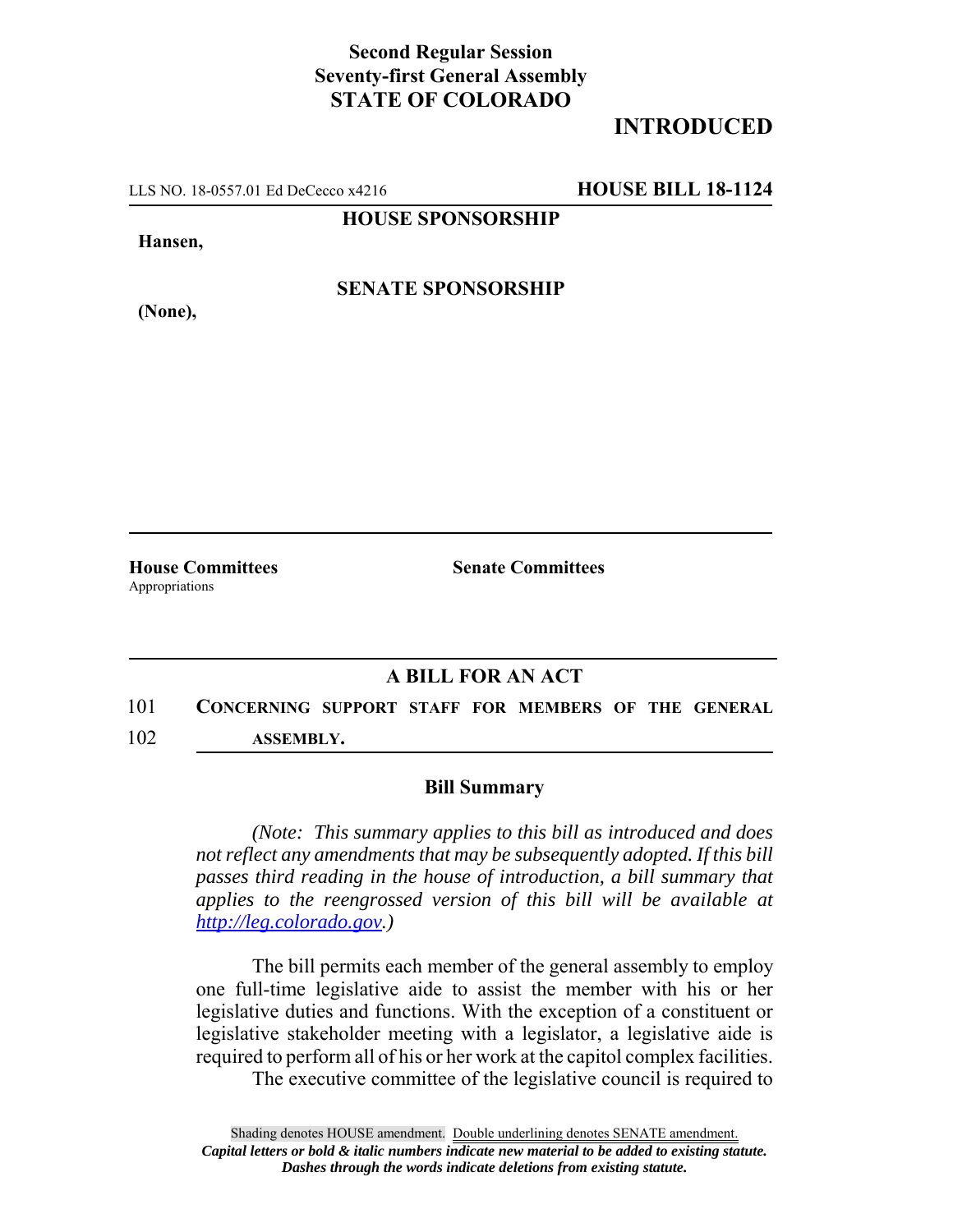**Second Regular Session**
**Seventy-first General Assembly**
**STATE OF COLORADO**

# INTRODUCED

LLS NO. 18-0557.01 Ed DeCecco x4216 **HOUSE BILL 18-1124**

**HOUSE SPONSORSHIP**

**Hansen,**

**SENATE SPONSORSHIP**

**(None),**

**House Committees**
Appropriations

**Senate Committees**

## A BILL FOR AN ACT

101 **CONCERNING SUPPORT STAFF FOR MEMBERS OF THE GENERAL**
102 **ASSEMBLY.**

### Bill Summary

*(Note: This summary applies to this bill as introduced and does not reflect any amendments that may be subsequently adopted. If this bill passes third reading in the house of introduction, a bill summary that applies to the reengrossed version of this bill will be available at http://leg.colorado.gov.)*

The bill permits each member of the general assembly to employ one full-time legislative aide to assist the member with his or her legislative duties and functions. With the exception of a constituent or legislative stakeholder meeting with a legislator, a legislative aide is required to perform all of his or her work at the capitol complex facilities.

The executive committee of the legislative council is required to

Shading denotes HOUSE amendment. Double underlining denotes SENATE amendment.
*Capital letters or bold & italic numbers indicate new material to be added to existing statute.*
*Dashes through the words indicate deletions from existing statute.*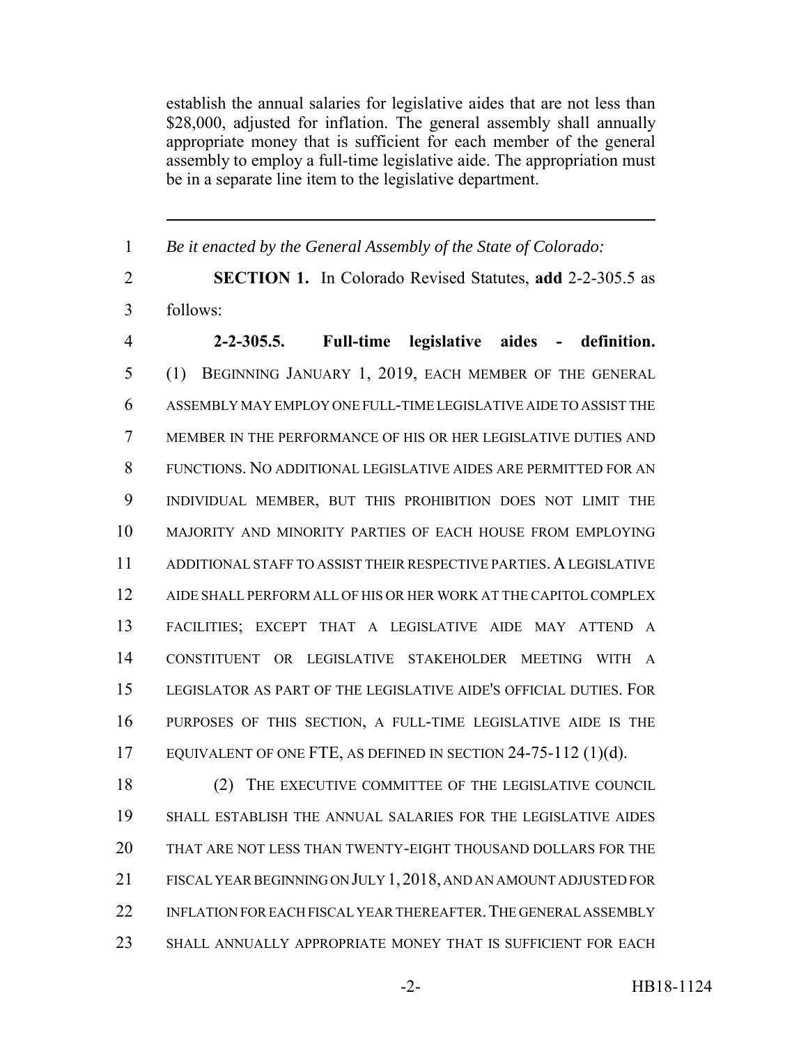establish the annual salaries for legislative aides that are not less than $28,000, adjusted for inflation. The general assembly shall annually appropriate money that is sufficient for each member of the general assembly to employ a full-time legislative aide. The appropriation must be in a separate line item to the legislative department.

---

1 *Be it enacted by the General Assembly of the State of Colorado:*

2 **SECTION 1.** In Colorado Revised Statutes, **add** 2-2-305.5 as
3 follows:

4 **2-2-305.5. Full-time legislative aides - definition.**
5 (1) BEGINNING JANUARY 1, 2019, EACH MEMBER OF THE GENERAL
6 ASSEMBLY MAY EMPLOY ONE FULL-TIME LEGISLATIVE AIDE TO ASSIST THE
7 MEMBER IN THE PERFORMANCE OF HIS OR HER LEGISLATIVE DUTIES AND
8 FUNCTIONS. NO ADDITIONAL LEGISLATIVE AIDES ARE PERMITTED FOR AN
9 INDIVIDUAL MEMBER, BUT THIS PROHIBITION DOES NOT LIMIT THE
10 MAJORITY AND MINORITY PARTIES OF EACH HOUSE FROM EMPLOYING
11 ADDITIONAL STAFF TO ASSIST THEIR RESPECTIVE PARTIES. A LEGISLATIVE
12 AIDE SHALL PERFORM ALL OF HIS OR HER WORK AT THE CAPITOL COMPLEX
13 FACILITIES; EXCEPT THAT A LEGISLATIVE AIDE MAY ATTEND A
14 CONSTITUENT OR LEGISLATIVE STAKEHOLDER MEETING WITH A
15 LEGISLATOR AS PART OF THE LEGISLATIVE AIDE'S OFFICIAL DUTIES. FOR
16 PURPOSES OF THIS SECTION, A FULL-TIME LEGISLATIVE AIDE IS THE
17 EQUIVALENT OF ONE FTE, AS DEFINED IN SECTION 24-75-112 (1)(d).

18 (2) THE EXECUTIVE COMMITTEE OF THE LEGISLATIVE COUNCIL
19 SHALL ESTABLISH THE ANNUAL SALARIES FOR THE LEGISLATIVE AIDES
20 THAT ARE NOT LESS THAN TWENTY-EIGHT THOUSAND DOLLARS FOR THE
21 FISCAL YEAR BEGINNING ON JULY 1, 2018, AND AN AMOUNT ADJUSTED FOR
22 INFLATION FOR EACH FISCAL YEAR THEREAFTER. THE GENERAL ASSEMBLY
23 SHALL ANNUALLY APPROPRIATE MONEY THAT IS SUFFICIENT FOR EACH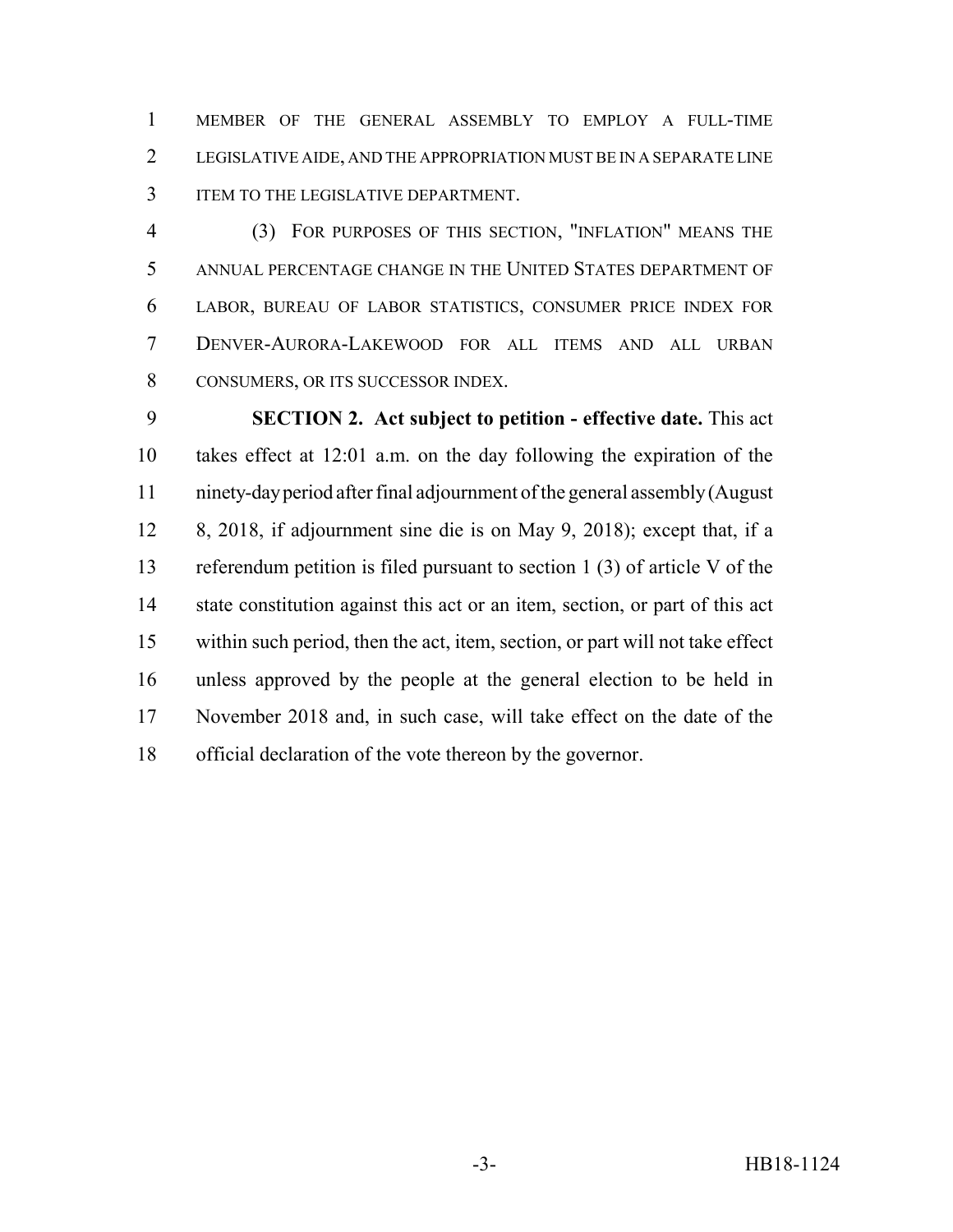MEMBER OF THE GENERAL ASSEMBLY TO EMPLOY A FULL-TIME LEGISLATIVE AIDE, AND THE APPROPRIATION MUST BE IN A SEPARATE LINE ITEM TO THE LEGISLATIVE DEPARTMENT.

(3) FOR PURPOSES OF THIS SECTION, "INFLATION" MEANS THE ANNUAL PERCENTAGE CHANGE IN THE UNITED STATES DEPARTMENT OF LABOR, BUREAU OF LABOR STATISTICS, CONSUMER PRICE INDEX FOR DENVER-AURORA-LAKEWOOD FOR ALL ITEMS AND ALL URBAN CONSUMERS, OR ITS SUCCESSOR INDEX.

**SECTION 2. Act subject to petition - effective date.** This act takes effect at 12:01 a.m. on the day following the expiration of the ninety-day period after final adjournment of the general assembly (August 8, 2018, if adjournment sine die is on May 9, 2018); except that, if a referendum petition is filed pursuant to section 1 (3) of article V of the state constitution against this act or an item, section, or part of this act within such period, then the act, item, section, or part will not take effect unless approved by the people at the general election to be held in November 2018 and, in such case, will take effect on the date of the official declaration of the vote thereon by the governor.